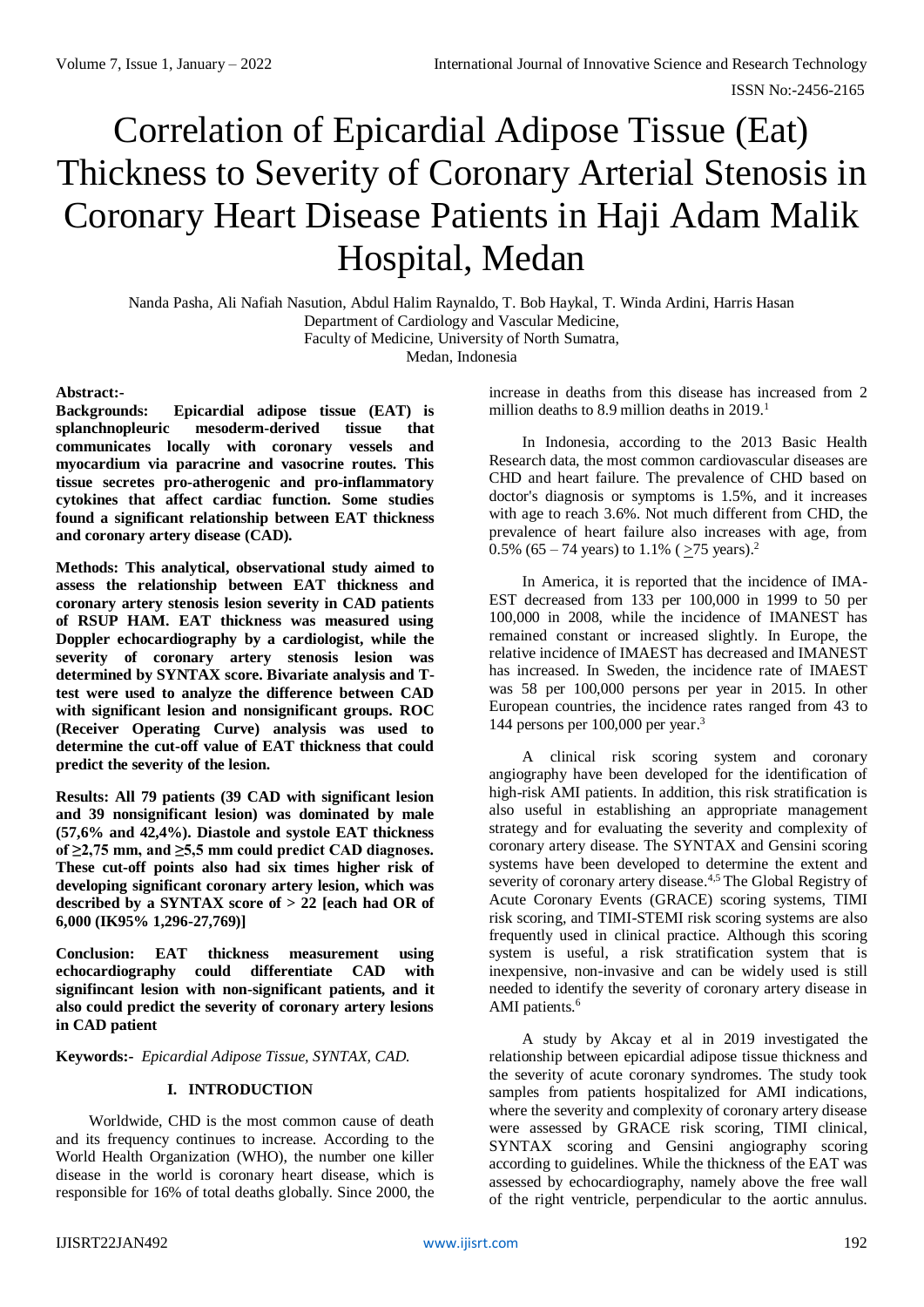# Correlation of Epicardial Adipose Tissue (Eat) Thickness to Severity of Coronary Arterial Stenosis in Coronary Heart Disease Patients in Haji Adam Malik Hospital, Medan

Nanda Pasha, Ali Nafiah Nasution, Abdul Halim Raynaldo, T. Bob Haykal, T. Winda Ardini, Harris Hasan
Department of Cardiology and Vascular Medicine,
Faculty of Medicine, University of North Sumatra,
Medan, Indonesia

**Abstract:-**

**Backgrounds: Epicardial adipose tissue (EAT) is splanchnopleuric mesoderm-derived tissue that communicates locally with coronary vessels and myocardium via paracrine and vasocrine routes. This tissue secretes pro-atherogenic and pro-inflammatory cytokines that affect cardiac function. Some studies found a significant relationship between EAT thickness and coronary artery disease (CAD).**

**Methods: This analytical, observational study aimed to assess the relationship between EAT thickness and coronary artery stenosis lesion severity in CAD patients of RSUP HAM. EAT thickness was measured using Doppler echocardiography by a cardiologist, while the severity of coronary artery stenosis lesion was determined by SYNTAX score. Bivariate analysis and T-test were used to analyze the difference between CAD with significant lesion and nonsignificant groups. ROC (Receiver Operating Curve) analysis was used to determine the cut-off value of EAT thickness that could predict the severity of the lesion.**

**Results: All 79 patients (39 CAD with significant lesion and 39 nonsignificant lesion) was dominated by male (57,6% and 42,4%). Diastole and systole EAT thickness of ≥2,75 mm, and ≥5,5 mm could predict CAD diagnoses. These cut-off points also had six times higher risk of developing significant coronary artery lesion, which was described by a SYNTAX score of > 22 [each had OR of 6,000 (IK95% 1,296-27,769)]**

**Conclusion: EAT thickness measurement using echocardiography could differentiate CAD with signifincant lesion with non-significant patients, and it also could predict the severity of coronary artery lesions in CAD patient**

**Keywords:-** *Epicardial Adipose Tissue, SYNTAX, CAD.*

## I. INTRODUCTION

Worldwide, CHD is the most common cause of death and its frequency continues to increase. According to the World Health Organization (WHO), the number one killer disease in the world is coronary heart disease, which is responsible for 16% of total deaths globally. Since 2000, the increase in deaths from this disease has increased from 2 million deaths to 8.9 million deaths in 2019.[1]

In Indonesia, according to the 2013 Basic Health Research data, the most common cardiovascular diseases are CHD and heart failure. The prevalence of CHD based on doctor's diagnosis or symptoms is 1.5%, and it increases with age to reach 3.6%. Not much different from CHD, the prevalence of heart failure also increases with age, from 0.5% (65 – 74 years) to 1.1% ( >75 years).[2]

In America, it is reported that the incidence of IMA-EST decreased from 133 per 100,000 in 1999 to 50 per 100,000 in 2008, while the incidence of IMANEST has remained constant or increased slightly. In Europe, the relative incidence of IMAEST has decreased and IMANEST has increased. In Sweden, the incidence rate of IMAEST was 58 per 100,000 persons per year in 2015. In other European countries, the incidence rates ranged from 43 to 144 persons per 100,000 per year.[3]

A clinical risk scoring system and coronary angiography have been developed for the identification of high-risk AMI patients. In addition, this risk stratification is also useful in establishing an appropriate management strategy and for evaluating the severity and complexity of coronary artery disease. The SYNTAX and Gensini scoring systems have been developed to determine the extent and severity of coronary artery disease.[4,5] The Global Registry of Acute Coronary Events (GRACE) scoring systems, TIMI risk scoring, and TIMI-STEMI risk scoring systems are also frequently used in clinical practice. Although this scoring system is useful, a risk stratification system that is inexpensive, non-invasive and can be widely used is still needed to identify the severity of coronary artery disease in AMI patients.[6]

A study by Akcay et al in 2019 investigated the relationship between epicardial adipose tissue thickness and the severity of acute coronary syndromes. The study took samples from patients hospitalized for AMI indications, where the severity and complexity of coronary artery disease were assessed by GRACE risk scoring, TIMI clinical, SYNTAX scoring and Gensini angiography scoring according to guidelines. While the thickness of the EAT was assessed by echocardiography, namely above the free wall of the right ventricle, perpendicular to the aortic annulus.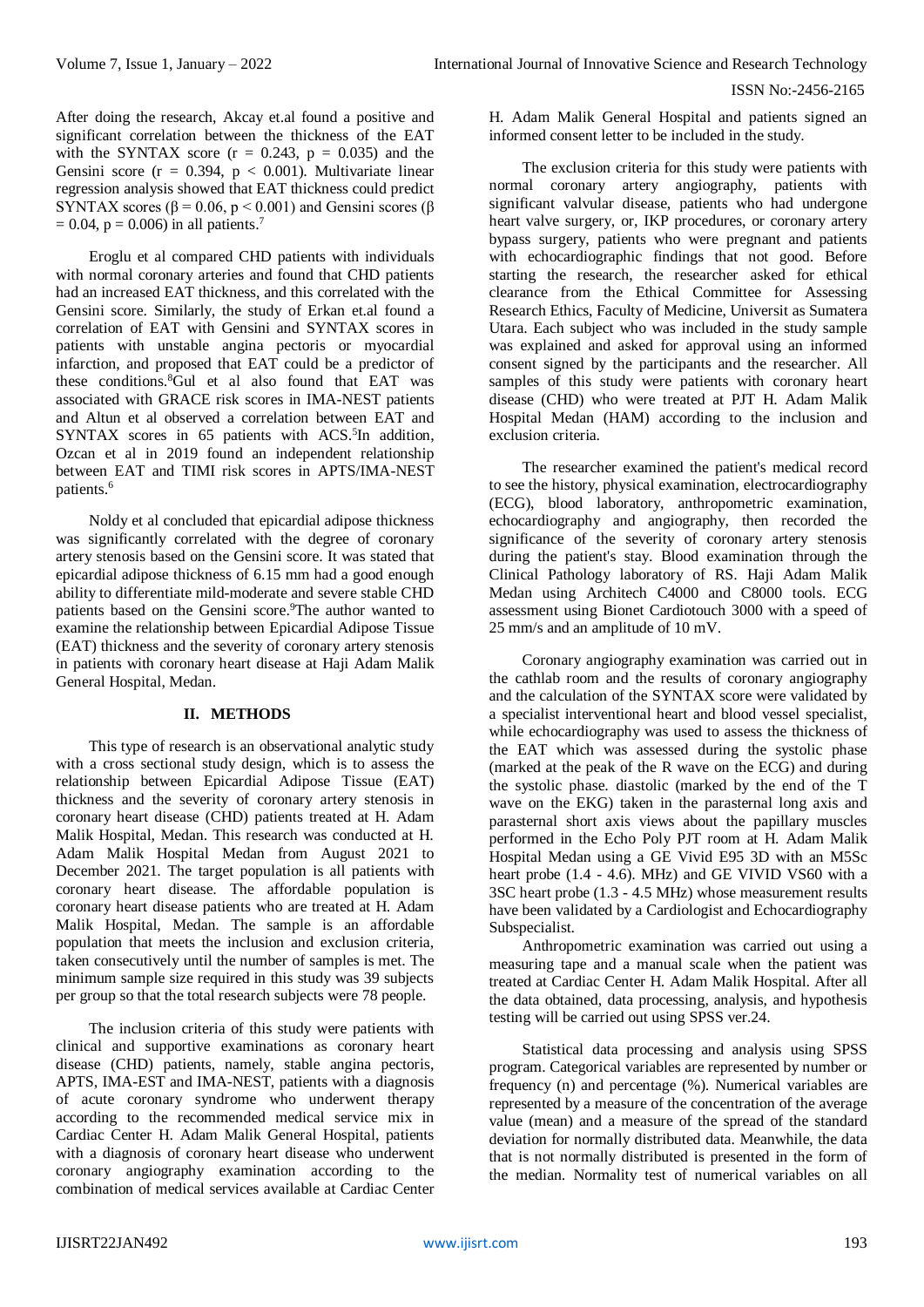After doing the research, Akcay et.al found a positive and significant correlation between the thickness of the EAT with the SYNTAX score ($r = 0.243$, $p = 0.035$) and the Gensini score ($r = 0.394$, $p < 0.001$). Multivariate linear regression analysis showed that EAT thickness could predict SYNTAX scores ($\beta = 0.06$, $p < 0.001$) and Gensini scores ($\beta = 0.04$, $p = 0.006$) in all patients.[7]

Eroglu et al compared CHD patients with individuals with normal coronary arteries and found that CHD patients had an increased EAT thickness, and this correlated with the Gensini score. Similarly, the study of Erkan et.al found a correlation of EAT with Gensini and SYNTAX scores in patients with unstable angina pectoris or myocardial infarction, and proposed that EAT could be a predictor of these conditions.[8]Gul et al also found that EAT was associated with GRACE risk scores in IMA-NEST patients and Altun et al observed a correlation between EAT and SYNTAX scores in 65 patients with ACS.[5]In addition, Ozcan et al in 2019 found an independent relationship between EAT and TIMI risk scores in APTS/IMA-NEST patients.[6]

Noldy et al concluded that epicardial adipose thickness was significantly correlated with the degree of coronary artery stenosis based on the Gensini score. It was stated that epicardial adipose thickness of 6.15 mm had a good enough ability to differentiate mild-moderate and severe stable CHD patients based on the Gensini score.[9]The author wanted to examine the relationship between Epicardial Adipose Tissue (EAT) thickness and the severity of coronary artery stenosis in patients with coronary heart disease at Haji Adam Malik General Hospital, Medan.

## II. METHODS

This type of research is an observational analytic study with a cross sectional study design, which is to assess the relationship between Epicardial Adipose Tissue (EAT) thickness and the severity of coronary artery stenosis in coronary heart disease (CHD) patients treated at H. Adam Malik Hospital, Medan. This research was conducted at H. Adam Malik Hospital Medan from August 2021 to December 2021. The target population is all patients with coronary heart disease. The affordable population is coronary heart disease patients who are treated at H. Adam Malik Hospital, Medan. The sample is an affordable population that meets the inclusion and exclusion criteria, taken consecutively until the number of samples is met. The minimum sample size required in this study was 39 subjects per group so that the total research subjects were 78 people.

The inclusion criteria of this study were patients with clinical and supportive examinations as coronary heart disease (CHD) patients, namely, stable angina pectoris, APTS, IMA-EST and IMA-NEST, patients with a diagnosis of acute coronary syndrome who underwent therapy according to the recommended medical service mix in Cardiac Center H. Adam Malik General Hospital, patients with a diagnosis of coronary heart disease who underwent coronary angiography examination according to the combination of medical services available at Cardiac Center H. Adam Malik General Hospital and patients signed an informed consent letter to be included in the study.

The exclusion criteria for this study were patients with normal coronary artery angiography, patients with significant valvular disease, patients who had undergone heart valve surgery, or, IKP procedures, or coronary artery bypass surgery, patients who were pregnant and patients with echocardiographic findings that not good. Before starting the research, the researcher asked for ethical clearance from the Ethical Committee for Assessing Research Ethics, Faculty of Medicine, Universit as Sumatera Utara. Each subject who was included in the study sample was explained and asked for approval using an informed consent signed by the participants and the researcher. All samples of this study were patients with coronary heart disease (CHD) who were treated at PJT H. Adam Malik Hospital Medan (HAM) according to the inclusion and exclusion criteria.

The researcher examined the patient's medical record to see the history, physical examination, electrocardiography (ECG), blood laboratory, anthropometric examination, echocardiography and angiography, then recorded the significance of the severity of coronary artery stenosis during the patient's stay. Blood examination through the Clinical Pathology laboratory of RS. Haji Adam Malik Medan using Architech C4000 and C8000 tools. ECG assessment using Bionet Cardiotouch 3000 with a speed of 25 mm/s and an amplitude of 10 mV.

Coronary angiography examination was carried out in the cathlab room and the results of coronary angiography and the calculation of the SYNTAX score were validated by a specialist interventional heart and blood vessel specialist, while echocardiography was used to assess the thickness of the EAT which was assessed during the systolic phase (marked at the peak of the R wave on the ECG) and during the systolic phase. diastolic (marked by the end of the T wave on the EKG) taken in the parasternal long axis and parasternal short axis views about the papillary muscles performed in the Echo Poly PJT room at H. Adam Malik Hospital Medan using a GE Vivid E95 3D with an M5Sc heart probe (1.4 - 4.6). MHz) and GE VIVID VS60 with a 3SC heart probe (1.3 - 4.5 MHz) whose measurement results have been validated by a Cardiologist and Echocardiography Subspecialist.

Anthropometric examination was carried out using a measuring tape and a manual scale when the patient was treated at Cardiac Center H. Adam Malik Hospital. After all the data obtained, data processing, analysis, and hypothesis testing will be carried out using SPSS ver.24.

Statistical data processing and analysis using SPSS program. Categorical variables are represented by number or frequency (n) and percentage (%). Numerical variables are represented by a measure of the concentration of the average value (mean) and a measure of the spread of the standard deviation for normally distributed data. Meanwhile, the data that is not normally distributed is presented in the form of the median. Normality test of numerical variables on all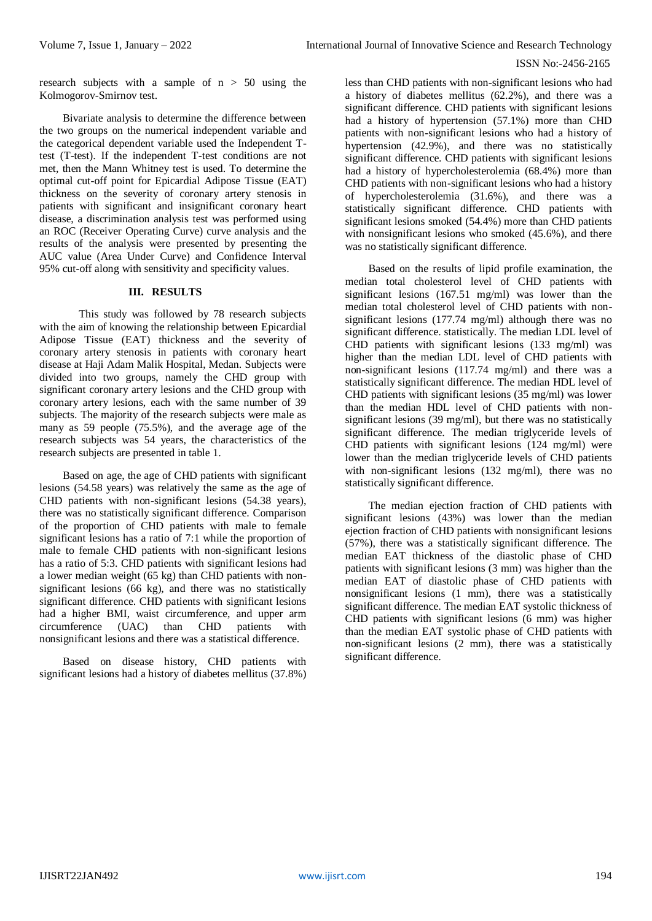research subjects with a sample of n > 50 using the Kolmogorov-Smirnov test.

Bivariate analysis to determine the difference between the two groups on the numerical independent variable and the categorical dependent variable used the Independent T-test (T-test). If the independent T-test conditions are not met, then the Mann Whitney test is used. To determine the optimal cut-off point for Epicardial Adipose Tissue (EAT) thickness on the severity of coronary artery stenosis in patients with significant and insignificant coronary heart disease, a discrimination analysis test was performed using an ROC (Receiver Operating Curve) curve analysis and the results of the analysis were presented by presenting the AUC value (Area Under Curve) and Confidence Interval 95% cut-off along with sensitivity and specificity values.

## III. RESULTS

This study was followed by 78 research subjects with the aim of knowing the relationship between Epicardial Adipose Tissue (EAT) thickness and the severity of coronary artery stenosis in patients with coronary heart disease at Haji Adam Malik Hospital, Medan. Subjects were divided into two groups, namely the CHD group with significant coronary artery lesions and the CHD group with coronary artery lesions, each with the same number of 39 subjects. The majority of the research subjects were male as many as 59 people (75.5%), and the average age of the research subjects was 54 years, the characteristics of the research subjects are presented in table 1.

Based on age, the age of CHD patients with significant lesions (54.58 years) was relatively the same as the age of CHD patients with non-significant lesions (54.38 years), there was no statistically significant difference. Comparison of the proportion of CHD patients with male to female significant lesions has a ratio of 7:1 while the proportion of male to female CHD patients with non-significant lesions has a ratio of 5:3. CHD patients with significant lesions had a lower median weight (65 kg) than CHD patients with non-significant lesions (66 kg), and there was no statistically significant difference. CHD patients with significant lesions had a higher BMI, waist circumference, and upper arm circumference (UAC) than CHD patients with nonsignificant lesions and there was a statistical difference.

Based on disease history, CHD patients with significant lesions had a history of diabetes mellitus (37.8%) less than CHD patients with non-significant lesions who had a history of diabetes mellitus (62.2%), and there was a significant difference. CHD patients with significant lesions had a history of hypertension (57.1%) more than CHD patients with non-significant lesions who had a history of hypertension (42.9%), and there was no statistically significant difference. CHD patients with significant lesions had a history of hypercholesterolemia (68.4%) more than CHD patients with non-significant lesions who had a history of hypercholesterolemia (31.6%), and there was a statistically significant difference. CHD patients with significant lesions smoked (54.4%) more than CHD patients with nonsignificant lesions who smoked (45.6%), and there was no statistically significant difference.

Based on the results of lipid profile examination, the median total cholesterol level of CHD patients with significant lesions (167.51 mg/ml) was lower than the median total cholesterol level of CHD patients with non-significant lesions (177.74 mg/ml) although there was no significant difference. statistically. The median LDL level of CHD patients with significant lesions (133 mg/ml) was higher than the median LDL level of CHD patients with non-significant lesions (117.74 mg/ml) and there was a statistically significant difference. The median HDL level of CHD patients with significant lesions (35 mg/ml) was lower than the median HDL level of CHD patients with non-significant lesions (39 mg/ml), but there was no statistically significant difference. The median triglyceride levels of CHD patients with significant lesions (124 mg/ml) were lower than the median triglyceride levels of CHD patients with non-significant lesions (132 mg/ml), there was no statistically significant difference.

The median ejection fraction of CHD patients with significant lesions (43%) was lower than the median ejection fraction of CHD patients with nonsignificant lesions (57%), there was a statistically significant difference. The median EAT thickness of the diastolic phase of CHD patients with significant lesions (3 mm) was higher than the median EAT of diastolic phase of CHD patients with nonsignificant lesions (1 mm), there was a statistically significant difference. The median EAT systolic thickness of CHD patients with significant lesions (6 mm) was higher than the median EAT systolic phase of CHD patients with non-significant lesions (2 mm), there was a statistically significant difference.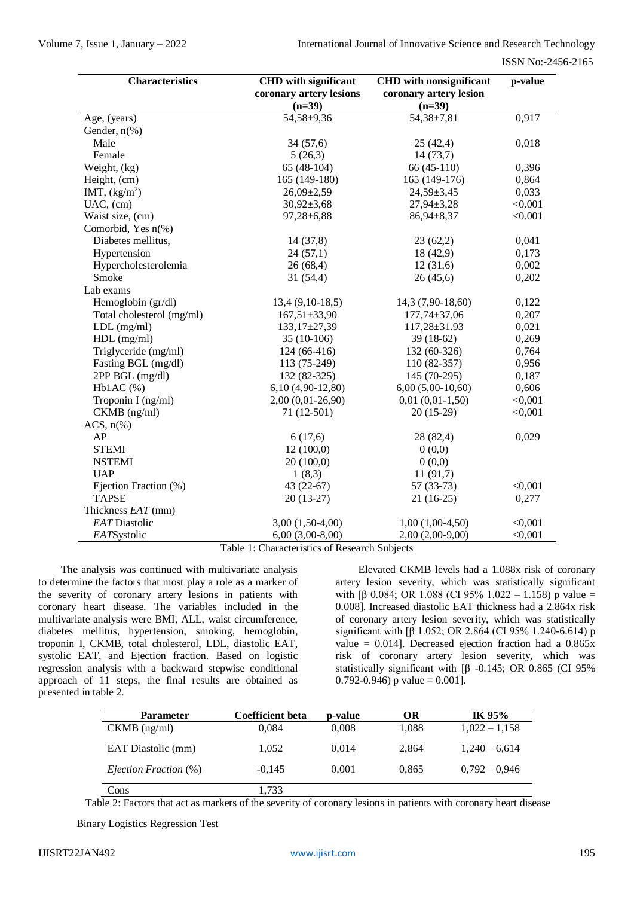| Characteristics | CHD with significant coronary artery lesions (n=39) | CHD with nonsignificant coronary artery lesion (n=39) | p-value |
|---|---|---|---|
| Age, (years) | 54,58±9,36 | 54,38±7,81 | 0,917 |
| Gender, n(%) | | | |
| Male | 34 (57,6) | 25 (42,4) | 0,018 |
| Female | 5 (26,3) | 14 (73,7) | |
| Weight, (kg) | 65 (48-104) | 66 (45-110) | 0,396 |
| Height, (cm) | 165 (149-180) | 165 (149-176) | 0,864 |
| IMT, ($kg/m^2$) | 26,09±2,59 | 24,59±3,45 | 0,033 |
| UAC, (cm) | 30,92±3,68 | 27,94±3,28 | <0.001 |
| Waist size, (cm) | 97,28±6,88 | 86,94±8,37 | <0.001 |
| Comorbid, Yes n(%) | | | |
| Diabetes mellitus, | 14 (37,8) | 23 (62,2) | 0,041 |
| Hypertension | 24 (57,1) | 18 (42,9) | 0,173 |
| Hypercholesterolemia | 26 (68,4) | 12 (31,6) | 0,002 |
| Smoke | 31 (54,4) | 26 (45,6) | 0,202 |
| Lab exams | | | |
| Hemoglobin (gr/dl) | 13,4 (9,10-18,5) | 14,3 (7,90-18,60) | 0,122 |
| Total cholesterol (mg/ml) | 167,51±33,90 | 177,74±37,06 | 0,207 |
| LDL (mg/ml) | 133,17±27,39 | 117,28±31.93 | 0,021 |
| HDL (mg/ml) | 35 (10-106) | 39 (18-62) | 0,269 |
| Triglyceride (mg/ml) | 124 (66-416) | 132 (60-326) | 0,764 |
| Fasting BGL (mg/dl) | 113 (75-249) | 110 (82-357) | 0,956 |
| 2PP BGL (mg/dl) | 132 (82-325) | 145 (70-295) | 0,187 |
| Hb1AC (%) | 6,10 (4,90-12,80) | 6,00 (5,00-10,60) | 0,606 |
| Troponin I (ng/ml) | 2,00 (0,01-26,90) | 0,01 (0,01-1,50) | <0,001 |
| CKMB (ng/ml) | 71 (12-501) | 20 (15-29) | <0,001 |
| ACS, n(%) | | | |
| AP | 6 (17,6) | 28 (82,4) | 0,029 |
| STEMI | 12 (100,0) | 0 (0,0) | |
| NSTEMI | 20 (100,0) | 0 (0,0) | |
| UAP | 1 (8,3) | 11 (91,7) | |
| Ejection Fraction (%) | 43 (22-67) | 57 (33-73) | <0,001 |
| TAPSE | 20 (13-27) | 21 (16-25) | 0,277 |
| Thickness *EAT* (mm) | | | |
| *EAT* Diastolic | 3,00 (1,50-4,00) | 1,00 (1,00-4,50) | <0,001 |
| *EAT*Systolic | 6,00 (3,00-8,00) | 2,00 (2,00-9,00) | <0,001 |

Table 1: Characteristics of Research Subjects

The analysis was continued with multivariate analysis to determine the factors that most play a role as a marker of the severity of coronary artery lesions in patients with coronary heart disease. The variables included in the multivariate analysis were BMI, ALL, waist circumference, diabetes mellitus, hypertension, smoking, hemoglobin, troponin I, CKMB, total cholesterol, LDL, diastolic EAT, systolic EAT, and Ejection fraction. Based on logistic regression analysis with a backward stepwise conditional approach of 11 steps, the final results are obtained as presented in table 2.

Elevated CKMB levels had a 1.088x risk of coronary artery lesion severity, which was statistically significant with [β 0.084; OR 1.088 (CI 95% 1.022 – 1.158) p value = 0.008]. Increased diastolic EAT thickness had a 2.864x risk of coronary artery lesion severity, which was statistically significant with [β 1.052; OR 2.864 (CI 95% 1.240-6.614) p value = 0.014]. Decreased ejection fraction had a 0.865x risk of coronary artery lesion severity, which was statistically significant with [β -0.145; OR 0.865 (CI 95% 0.792-0.946) p value = 0.001].

| Parameter | Coefficient beta | p-value | OR | IK 95% |
|---|---|---|---|---|
| CKMB (ng/ml) | 0,084 | 0,008 | 1,088 | 1,022 – 1,158 |
| EAT Diastolic (mm) | 1,052 | 0,014 | 2,864 | 1,240 – 6,614 |
| *Ejection Fraction* (%) | -0,145 | 0,001 | 0,865 | 0,792 – 0,946 |
| Cons | 1,733 | | | |

Table 2: Factors that act as markers of the severity of coronary lesions in patients with coronary heart disease

Binary Logistics Regression Test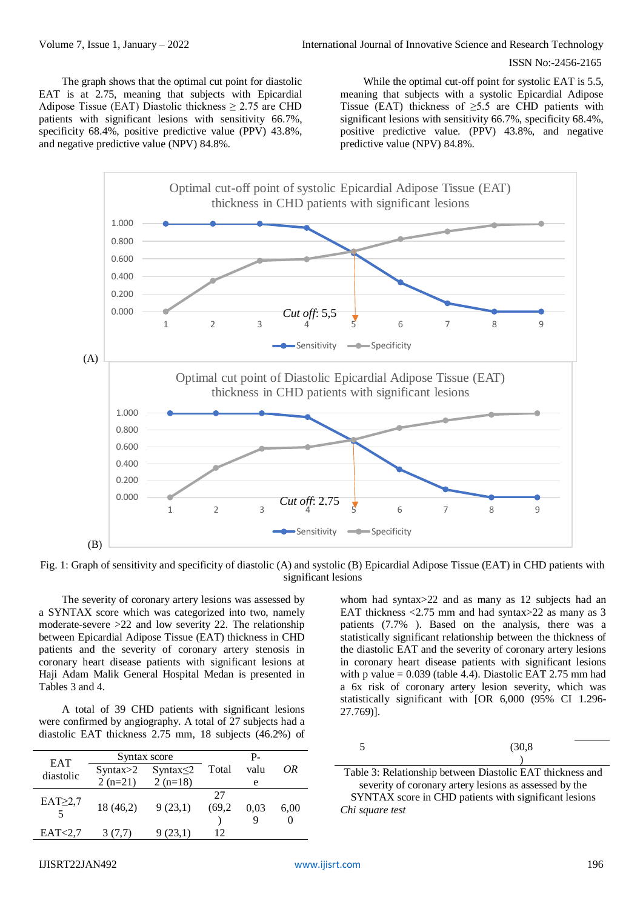The graph shows that the optimal cut point for diastolic EAT is at 2.75, meaning that subjects with Epicardial Adipose Tissue (EAT) Diastolic thickness ≥ 2.75 are CHD patients with significant lesions with sensitivity 66.7%, specificity 68.4%, positive predictive value (PPV) 43.8%, and negative predictive value (NPV) 84.8%.

While the optimal cut-off point for systolic EAT is 5.5, meaning that subjects with a systolic Epicardial Adipose Tissue (EAT) thickness of ≥5.5 are CHD patients with significant lesions with sensitivity 66.7%, specificity 68.4%, positive predictive value. (PPV) 43.8%, and negative predictive value (NPV) 84.8%.

(A)

(B)

Fig. 1: Graph of sensitivity and specificity of diastolic (A) and systolic (B) Epicardial Adipose Tissue (EAT) in CHD patients with significant lesions

The severity of coronary artery lesions was assessed by a SYNTAX score which was categorized into two, namely moderate-severe >22 and low severity 22. The relationship between Epicardial Adipose Tissue (EAT) thickness in CHD patients and the severity of coronary artery stenosis in coronary heart disease patients with significant lesions at Haji Adam Malik General Hospital Medan is presented in Tables 3 and 4.

A total of 39 CHD patients with significant lesions were confirmed by angiography. A total of 27 subjects had a diastolic EAT thickness 2.75 mm, 18 subjects (46.2%) of whom had syntax>22 and as many as 12 subjects had an EAT thickness <2.75 mm and had syntax>22 as many as 3 patients (7.7% ). Based on the analysis, there was a statistically significant relationship between the thickness of the diastolic EAT and the severity of coronary artery lesions in coronary heart disease patients with significant lesions with p value = 0.039 (table 4.4). Diastolic EAT 2.75 mm had a 6x risk of coronary artery lesion severity, which was statistically significant with [OR 6,000 (95% CI 1.296-27.769)].

| EAT diastolic | Syntax score | | Total | P-value | *OR* |
|---|---|---|---|---|---|
| | Syntax>22 (n=21) | Syntax≤22 (n=18) | | | |
| EAT≥2,75 | 18 (46,2) | 9 (23,1) | 27 (69,2) | 0,039 | 6,000 |
| EAT<2,7 5 | 3 (7,7) | 9 (23,1) | 12 (30,8) | | |

Table 3: Relationship between Diastolic EAT thickness and severity of coronary artery lesions as assessed by the SYNTAX score in CHD patients with significant lesions

*Chi square test*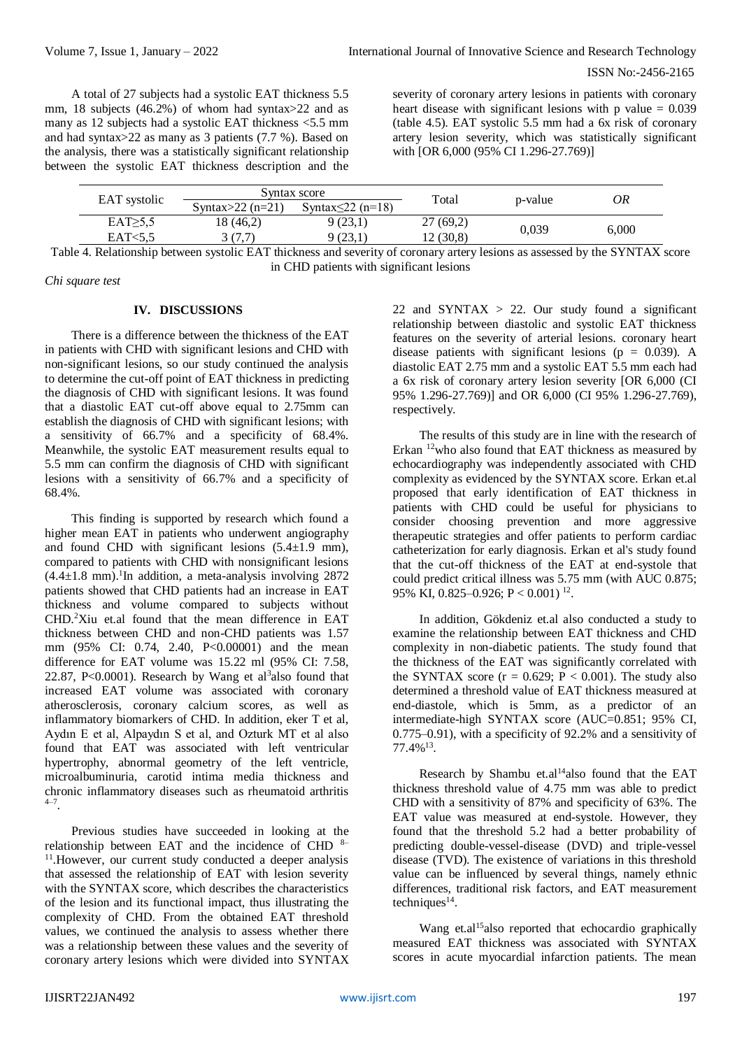A total of 27 subjects had a systolic EAT thickness 5.5 mm, 18 subjects (46.2%) of whom had syntax>22 and as many as 12 subjects had a systolic EAT thickness <5.5 mm and had syntax>22 as many as 3 patients (7.7 %). Based on the analysis, there was a statistically significant relationship between the systolic EAT thickness description and the severity of coronary artery lesions in patients with coronary heart disease with significant lesions with p value = 0.039 (table 4.5). EAT systolic 5.5 mm had a 6x risk of coronary artery lesion severity, which was statistically significant with [OR 6,000 (95% CI 1.296-27.769)]

| EAT systolic | Syntax score | | Total | p-value | *OR* |
|---|---|---|---|---|---|
| | Syntax>22 (n=21) | Syntax≤22 (n=18) | | | |
| EAT≥5,5 | 18 (46,2) | 9 (23,1) | 27 (69,2) | 0,039 | 6,000 |
| EAT<5,5 | 3 (7,7) | 9 (23,1) | 12 (30,8) | | |

Table 4. Relationship between systolic EAT thickness and severity of coronary artery lesions as assessed by the SYNTAX score in CHD patients with significant lesions

*Chi square test*

## IV. DISCUSSIONS

There is a difference between the thickness of the EAT in patients with CHD with significant lesions and CHD with non-significant lesions, so our study continued the analysis to determine the cut-off point of EAT thickness in predicting the diagnosis of CHD with significant lesions. It was found that a diastolic EAT cut-off above equal to 2.75mm can establish the diagnosis of CHD with significant lesions; with a sensitivity of 66.7% and a specificity of 68.4%. Meanwhile, the systolic EAT measurement results equal to 5.5 mm can confirm the diagnosis of CHD with significant lesions with a sensitivity of 66.7% and a specificity of 68.4%.

This finding is supported by research which found a higher mean EAT in patients who underwent angiography and found CHD with significant lesions (5.4±1.9 mm), compared to patients with CHD with nonsignificant lesions (4.4±1.8 mm).[1] In addition, a meta-analysis involving 2872 patients showed that CHD patients had an increase in EAT thickness and volume compared to subjects without CHD.[2] Xiu et.al found that the mean difference in EAT thickness between CHD and non-CHD patients was 1.57 mm (95% CI: 0.74, 2.40, P<0.00001) and the mean difference for EAT volume was 15.22 ml (95% CI: 7.58, 22.87, P<0.0001). Research by Wang et al[3] also found that increased EAT volume was associated with coronary atherosclerosis, coronary calcium scores, as well as inflammatory biomarkers of CHD. In addition, eker T et al, Aydın E et al, Alpaydın S et al, and Ozturk MT et al also found that EAT was associated with left ventricular hypertrophy, abnormal geometry of the left ventricle, microalbuminuria, carotid intima media thickness and chronic inflammatory diseases such as rheumatoid arthritis [4–7].

Previous studies have succeeded in looking at the relationship between EAT and the incidence of CHD [8–11]. However, our current study conducted a deeper analysis that assessed the relationship of EAT with lesion severity with the SYNTAX score, which describes the characteristics of the lesion and its functional impact, thus illustrating the complexity of CHD. From the obtained EAT threshold values, we continued the analysis to assess whether there was a relationship between these values and the severity of coronary artery lesions which were divided into SYNTAX 22 and SYNTAX > 22. Our study found a significant relationship between diastolic and systolic EAT thickness features on the severity of arterial lesions. coronary heart disease patients with significant lesions (p = 0.039). A diastolic EAT 2.75 mm and a systolic EAT 5.5 mm each had a 6x risk of coronary artery lesion severity [OR 6,000 (CI 95% 1.296-27.769)] and OR 6,000 (CI 95% 1.296-27.769), respectively.

The results of this study are in line with the research of Erkan [12] who also found that EAT thickness as measured by echocardiography was independently associated with CHD complexity as evidenced by the SYNTAX score. Erkan et.al proposed that early identification of EAT thickness in patients with CHD could be useful for physicians to consider choosing prevention and more aggressive therapeutic strategies and offer patients to perform cardiac catheterization for early diagnosis. Erkan et al's study found that the cut-off thickness of the EAT at end-systole that could predict critical illness was 5.75 mm (with AUC 0.875; 95% KI, 0.825–0.926; P < 0.001) [12].

In addition, Gökdeniz et.al also conducted a study to examine the relationship between EAT thickness and CHD complexity in non-diabetic patients. The study found that the thickness of the EAT was significantly correlated with the SYNTAX score (r = 0.629; P < 0.001). The study also determined a threshold value of EAT thickness measured at end-diastole, which is 5mm, as a predictor of an intermediate-high SYNTAX score (AUC=0.851; 95% CI, 0.775–0.91), with a specificity of 92.2% and a sensitivity of 77.4%[13].

Research by Shambu et.al[14] also found that the EAT thickness threshold value of 4.75 mm was able to predict CHD with a sensitivity of 87% and specificity of 63%. The EAT value was measured at end-systole. However, they found that the threshold 5.2 had a better probability of predicting double-vessel-disease (DVD) and triple-vessel disease (TVD). The existence of variations in this threshold value can be influenced by several things, namely ethnic differences, traditional risk factors, and EAT measurement techniques[14].

Wang et.al[15] also reported that echocardio graphically measured EAT thickness was associated with SYNTAX scores in acute myocardial infarction patients. The mean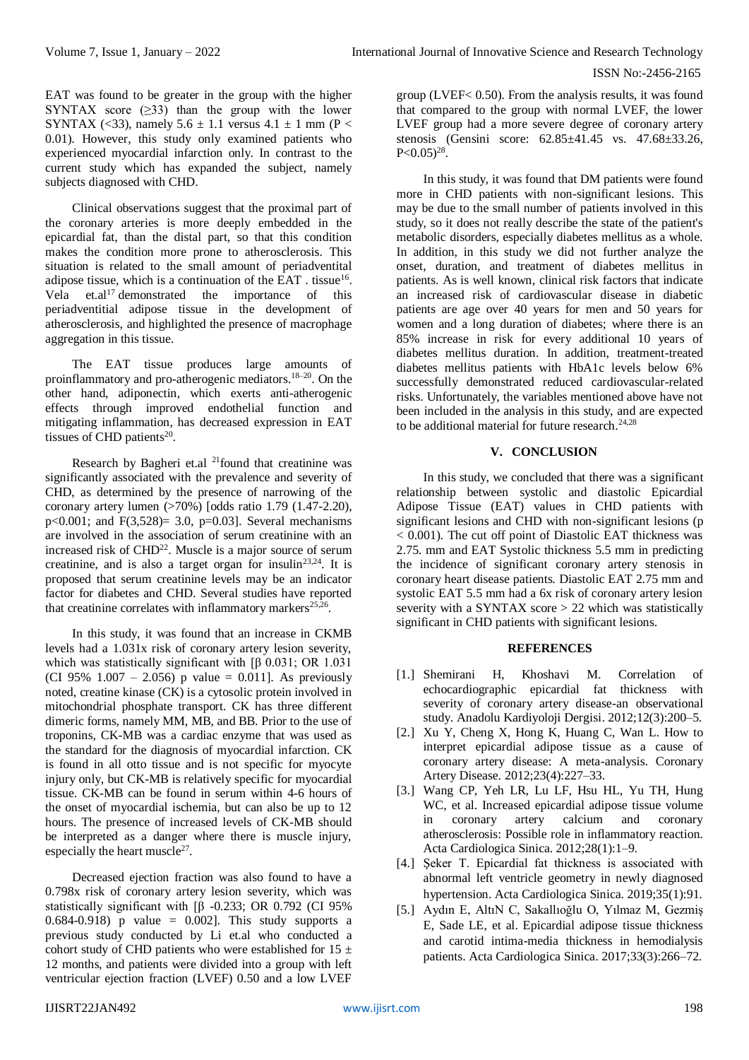EAT was found to be greater in the group with the higher SYNTAX score (≥33) than the group with the lower SYNTAX (<33), namely 5.6 ± 1.1 versus 4.1 ± 1 mm (P < 0.01). However, this study only examined patients who experienced myocardial infarction only. In contrast to the current study which has expanded the subject, namely subjects diagnosed with CHD.

Clinical observations suggest that the proximal part of the coronary arteries is more deeply embedded in the epicardial fat, than the distal part, so that this condition makes the condition more prone to atherosclerosis. This situation is related to the small amount of periadventital adipose tissue, which is a continuation of the EAT . tissue[16]. Vela et.al[17] demonstrated the importance of this periadventitial adipose tissue in the development of atherosclerosis, and highlighted the presence of macrophage aggregation in this tissue.

The EAT tissue produces large amounts of proinflammatory and pro-atherogenic mediators.[18–20]. On the other hand, adiponectin, which exerts anti-atherogenic effects through improved endothelial function and mitigating inflammation, has decreased expression in EAT tissues of CHD patients[20].

Research by Bagheri et.al [21] found that creatinine was significantly associated with the prevalence and severity of CHD, as determined by the presence of narrowing of the coronary artery lumen (>70%) [odds ratio 1.79 (1.47-2.20), p<0.001; and F(3,528)= 3.0, p=0.03]. Several mechanisms are involved in the association of serum creatinine with an increased risk of CHD[22]. Muscle is a major source of serum creatinine, and is also a target organ for insulin[23,24]. It is proposed that serum creatinine levels may be an indicator factor for diabetes and CHD. Several studies have reported that creatinine correlates with inflammatory markers[25,26].

In this study, it was found that an increase in CKMB levels had a 1.031x risk of coronary artery lesion severity, which was statistically significant with [β 0.031; OR 1.031 (CI 95% 1.007 – 2.056) p value = 0.011]. As previously noted, creatine kinase (CK) is a cytosolic protein involved in mitochondrial phosphate transport. CK has three different dimeric forms, namely MM, MB, and BB. Prior to the use of troponins, CK-MB was a cardiac enzyme that was used as the standard for the diagnosis of myocardial infarction. CK is found in all otto tissue and is not specific for myocyte injury only, but CK-MB is relatively specific for myocardial tissue. CK-MB can be found in serum within 4-6 hours of the onset of myocardial ischemia, but can also be up to 12 hours. The presence of increased levels of CK-MB should be interpreted as a danger where there is muscle injury, especially the heart muscle[27].

Decreased ejection fraction was also found to have a 0.798x risk of coronary artery lesion severity, which was statistically significant with [β -0.233; OR 0.792 (CI 95% 0.684-0.918) p value = 0.002]. This study supports a previous study conducted by Li et.al who conducted a cohort study of CHD patients who were established for 15 ± 12 months, and patients were divided into a group with left ventricular ejection fraction (LVEF) 0.50 and a low LVEF group (LVEF< 0.50). From the analysis results, it was found that compared to the group with normal LVEF, the lower LVEF group had a more severe degree of coronary artery stenosis (Gensini score: 62.85±41.45 vs. 47.68±33.26, P<0.05)[28].

In this study, it was found that DM patients were found more in CHD patients with non-significant lesions. This may be due to the small number of patients involved in this study, so it does not really describe the state of the patient's metabolic disorders, especially diabetes mellitus as a whole. In addition, in this study we did not further analyze the onset, duration, and treatment of diabetes mellitus in patients. As is well known, clinical risk factors that indicate an increased risk of cardiovascular disease in diabetic patients are age over 40 years for men and 50 years for women and a long duration of diabetes; where there is an 85% increase in risk for every additional 10 years of diabetes mellitus duration. In addition, treatment-treated diabetes mellitus patients with HbA1c levels below 6% successfully demonstrated reduced cardiovascular-related risks. Unfortunately, the variables mentioned above have not been included in the analysis in this study, and are expected to be additional material for future research.[24,28]

## V. CONCLUSION

In this study, we concluded that there was a significant relationship between systolic and diastolic Epicardial Adipose Tissue (EAT) values in CHD patients with significant lesions and CHD with non-significant lesions (p < 0.001). The cut off point of Diastolic EAT thickness was 2.75. mm and EAT Systolic thickness 5.5 mm in predicting the incidence of significant coronary artery stenosis in coronary heart disease patients. Diastolic EAT 2.75 mm and systolic EAT 5.5 mm had a 6x risk of coronary artery lesion severity with a SYNTAX score > 22 which was statistically significant in CHD patients with significant lesions.

## REFERENCES

[1.] Shemirani H, Khoshavi M. Correlation of echocardiographic epicardial fat thickness with severity of coronary artery disease-an observational study. Anadolu Kardiyoloji Dergisi. 2012;12(3):200–5.

[2.] Xu Y, Cheng X, Hong K, Huang C, Wan L. How to interpret epicardial adipose tissue as a cause of coronary artery disease: A meta-analysis. Coronary Artery Disease. 2012;23(4):227–33.

[3.] Wang CP, Yeh LR, Lu LF, Hsu HL, Yu TH, Hung WC, et al. Increased epicardial adipose tissue volume in coronary artery calcium and coronary atherosclerosis: Possible role in inflammatory reaction. Acta Cardiologica Sinica. 2012;28(1):1–9.

[4.] Şeker T. Epicardial fat thickness is associated with abnormal left ventricle geometry in newly diagnosed hypertension. Acta Cardiologica Sinica. 2019;35(1):91.

[5.] Aydın E, AltıN C, Sakallıoğlu O, Yılmaz M, Gezmiş E, Sade LE, et al. Epicardial adipose tissue thickness and carotid intima-media thickness in hemodialysis patients. Acta Cardiologica Sinica. 2017;33(3):266–72.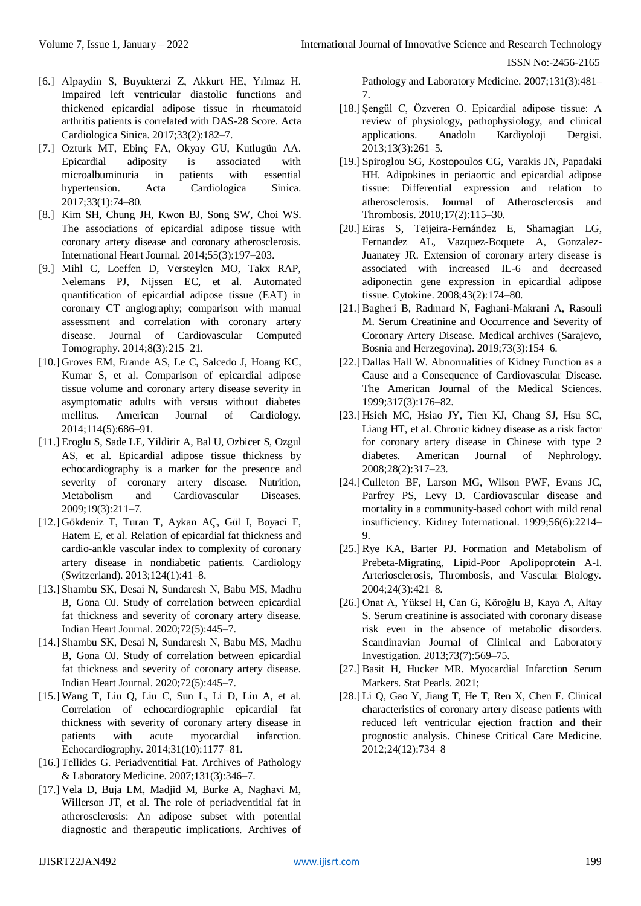[6.] Alpaydin S, Buyukterzi Z, Akkurt HE, Yılmaz H. Impaired left ventricular diastolic functions and thickened epicardial adipose tissue in rheumatoid arthritis patients is correlated with DAS-28 Score. Acta Cardiologica Sinica. 2017;33(2):182–7.

[7.] Ozturk MT, Ebinç FA, Okyay GU, Kutlugün AA. Epicardial adiposity is associated with microalbuminuria in patients with essential hypertension. Acta Cardiologica Sinica. 2017;33(1):74–80.

[8.] Kim SH, Chung JH, Kwon BJ, Song SW, Choi WS. The associations of epicardial adipose tissue with coronary artery disease and coronary atherosclerosis. International Heart Journal. 2014;55(3):197–203.

[9.] Mihl C, Loeffen D, Versteylen MO, Takx RAP, Nelemans PJ, Nijssen EC, et al. Automated quantification of epicardial adipose tissue (EAT) in coronary CT angiography; comparison with manual assessment and correlation with coronary artery disease. Journal of Cardiovascular Computed Tomography. 2014;8(3):215–21.

[10.] Groves EM, Erande AS, Le C, Salcedo J, Hoang KC, Kumar S, et al. Comparison of epicardial adipose tissue volume and coronary artery disease severity in asymptomatic adults with versus without diabetes mellitus. American Journal of Cardiology. 2014;114(5):686–91.

[11.] Eroglu S, Sade LE, Yildirir A, Bal U, Ozbicer S, Ozgul AS, et al. Epicardial adipose tissue thickness by echocardiography is a marker for the presence and severity of coronary artery disease. Nutrition, Metabolism and Cardiovascular Diseases. 2009;19(3):211–7.

[12.] Gökdeniz T, Turan T, Aykan AÇ, Gül I, Boyaci F, Hatem E, et al. Relation of epicardial fat thickness and cardio-ankle vascular index to complexity of coronary artery disease in nondiabetic patients. Cardiology (Switzerland). 2013;124(1):41–8.

[13.] Shambu SK, Desai N, Sundaresh N, Babu MS, Madhu B, Gona OJ. Study of correlation between epicardial fat thickness and severity of coronary artery disease. Indian Heart Journal. 2020;72(5):445–7.

[14.] Shambu SK, Desai N, Sundaresh N, Babu MS, Madhu B, Gona OJ. Study of correlation between epicardial fat thickness and severity of coronary artery disease. Indian Heart Journal. 2020;72(5):445–7.

[15.] Wang T, Liu Q, Liu C, Sun L, Li D, Liu A, et al. Correlation of echocardiographic epicardial fat thickness with severity of coronary artery disease in patients with acute myocardial infarction. Echocardiography. 2014;31(10):1177–81.

[16.] Tellides G. Periadventitial Fat. Archives of Pathology & Laboratory Medicine. 2007;131(3):346–7.

[17.] Vela D, Buja LM, Madjid M, Burke A, Naghavi M, Willerson JT, et al. The role of periadventitial fat in atherosclerosis: An adipose subset with potential diagnostic and therapeutic implications. Archives of Pathology and Laboratory Medicine. 2007;131(3):481–7.

[18.] Şengül C, Özveren O. Epicardial adipose tissue: A review of physiology, pathophysiology, and clinical applications. Anadolu Kardiyoloji Dergisi. 2013;13(3):261–5.

[19.] Spiroglou SG, Kostopoulos CG, Varakis JN, Papadaki HH. Adipokines in periaortic and epicardial adipose tissue: Differential expression and relation to atherosclerosis. Journal of Atherosclerosis and Thrombosis. 2010;17(2):115–30.

[20.] Eiras S, Teijeira-Fernández E, Shamagian LG, Fernandez AL, Vazquez-Boquete A, Gonzalez-Juanatey JR. Extension of coronary artery disease is associated with increased IL-6 and decreased adiponectin gene expression in epicardial adipose tissue. Cytokine. 2008;43(2):174–80.

[21.] Bagheri B, Radmard N, Faghani-Makrani A, Rasouli M. Serum Creatinine and Occurrence and Severity of Coronary Artery Disease. Medical archives (Sarajevo, Bosnia and Herzegovina). 2019;73(3):154–6.

[22.] Dallas Hall W. Abnormalities of Kidney Function as a Cause and a Consequence of Cardiovascular Disease. The American Journal of the Medical Sciences. 1999;317(3):176–82.

[23.] Hsieh MC, Hsiao JY, Tien KJ, Chang SJ, Hsu SC, Liang HT, et al. Chronic kidney disease as a risk factor for coronary artery disease in Chinese with type 2 diabetes. American Journal of Nephrology. 2008;28(2):317–23.

[24.] Culleton BF, Larson MG, Wilson PWF, Evans JC, Parfrey PS, Levy D. Cardiovascular disease and mortality in a community-based cohort with mild renal insufficiency. Kidney International. 1999;56(6):2214–9.

[25.] Rye KA, Barter PJ. Formation and Metabolism of Prebeta-Migrating, Lipid-Poor Apolipoprotein A-I. Arteriosclerosis, Thrombosis, and Vascular Biology. 2004;24(3):421–8.

[26.] Onat A, Yüksel H, Can G, Köroğlu B, Kaya A, Altay S. Serum creatinine is associated with coronary disease risk even in the absence of metabolic disorders. Scandinavian Journal of Clinical and Laboratory Investigation. 2013;73(7):569–75.

[27.] Basit H, Hucker MR. Myocardial Infarction Serum Markers. Stat Pearls. 2021;

[28.] Li Q, Gao Y, Jiang T, He T, Ren X, Chen F. Clinical characteristics of coronary artery disease patients with reduced left ventricular ejection fraction and their prognostic analysis. Chinese Critical Care Medicine. 2012;24(12):734–8